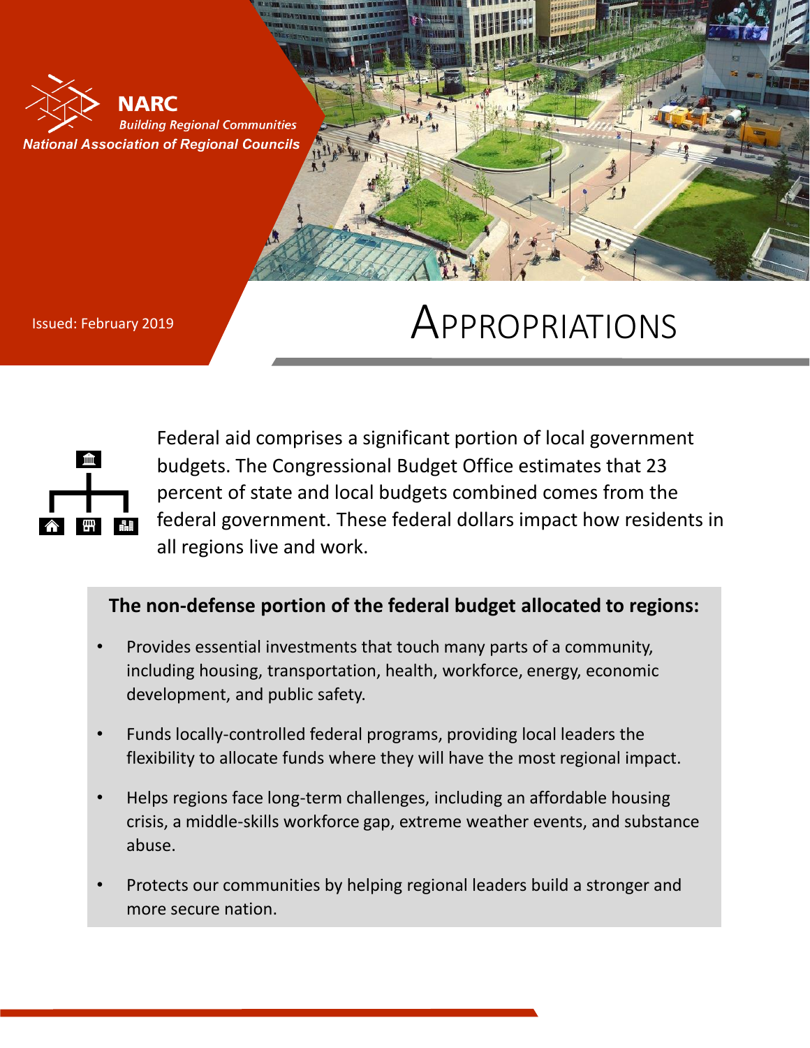NARC

*Building Regional Communities*

***National Association of Regional Councils***

Issued: February 2019

# APPROPRIATIONS

Federal aid comprises a significant portion of local government budgets. The Congressional Budget Office estimates that 23 percent of state and local budgets combined comes from the federal government. These federal dollars impact how residents in all regions live and work.

**The non-defense portion of the federal budget allocated to regions:**

- Provides essential investments that touch many parts of a community, including housing, transportation, health, workforce, energy, economic development, and public safety.
- Funds locally-controlled federal programs, providing local leaders the flexibility to allocate funds where they will have the most regional impact.
- Helps regions face long-term challenges, including an affordable housing crisis, a middle-skills workforce gap, extreme weather events, and substance abuse.
- Protects our communities by helping regional leaders build a stronger and more secure nation.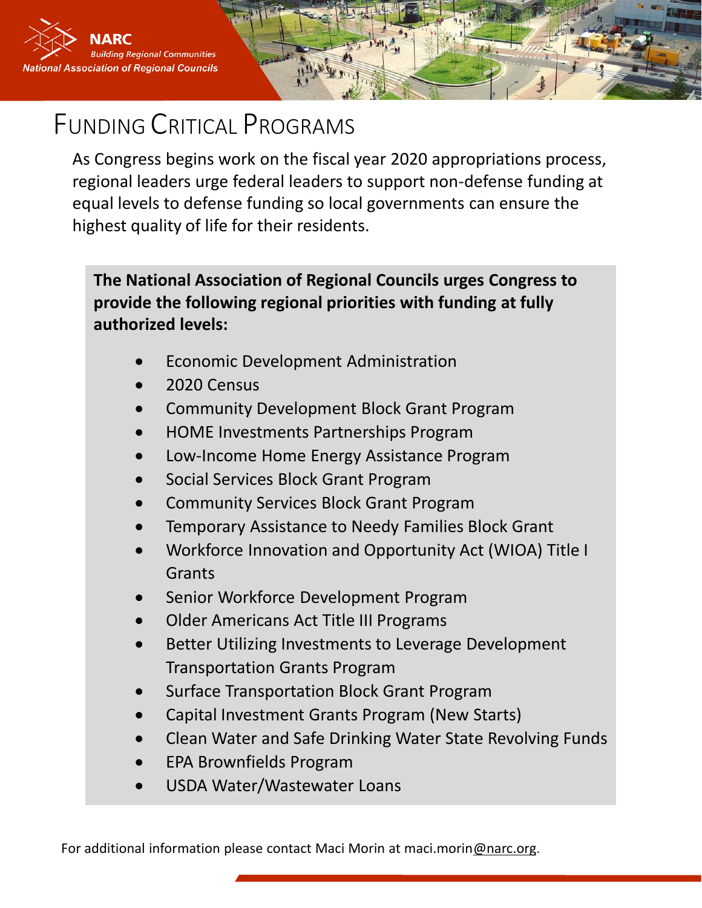**NARC**
*Building Regional Communities*
*National Association of Regional Councils*

# Funding Critical Programs

As Congress begins work on the fiscal year 2020 appropriations process, regional leaders urge federal leaders to support non-defense funding at equal levels to defense funding so local governments can ensure the highest quality of life for their residents.

**The National Association of Regional Councils urges Congress to provide the following regional priorities with funding at fully authorized levels:**

- Economic Development Administration
- 2020 Census
- Community Development Block Grant Program
- HOME Investments Partnerships Program
- Low-Income Home Energy Assistance Program
- Social Services Block Grant Program
- Community Services Block Grant Program
- Temporary Assistance to Needy Families Block Grant
- Workforce Innovation and Opportunity Act (WIOA) Title I Grants
- Senior Workforce Development Program
- Older Americans Act Title III Programs
- Better Utilizing Investments to Leverage Development Transportation Grants Program
- Surface Transportation Block Grant Program
- Capital Investment Grants Program (New Starts)
- Clean Water and Safe Drinking Water State Revolving Funds
- EPA Brownfields Program
- USDA Water/Wastewater Loans

For additional information please contact Maci Morin at maci.morin@narc.org.